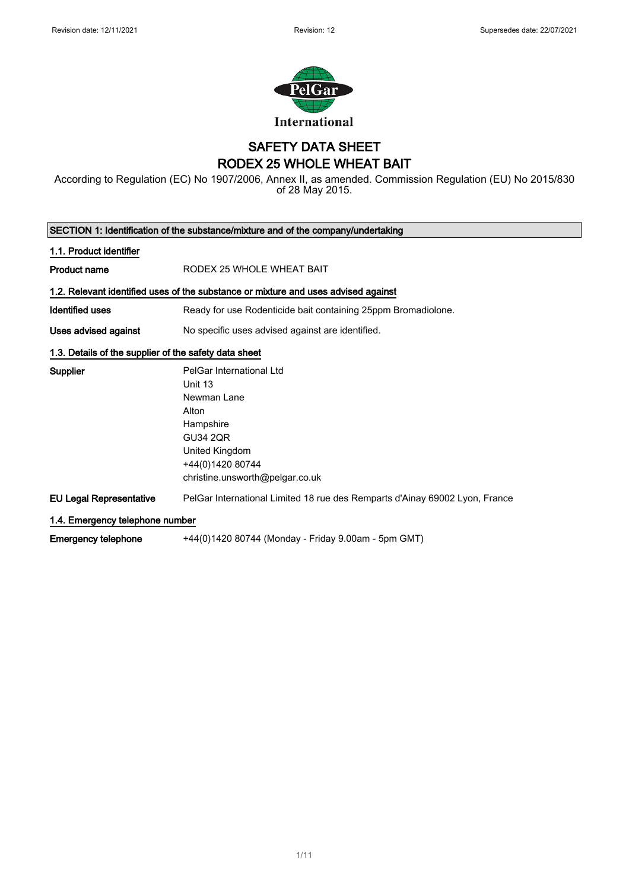Revision date: 12/11/2021 | Revision: 12 | Supersedes date: 22/07/2021

# SAFETY DATA SHEET
# RODEX 25 WHOLE WHEAT BAIT

According to Regulation (EC) No 1907/2006, Annex II, as amended. Commission Regulation (EU) No 2015/830 of 28 May 2015.

## SECTION 1: Identification of the substance/mixture and of the company/undertaking

### 1.1. Product identifier

**Product name** RODEX 25 WHOLE WHEAT BAIT

### 1.2. Relevant identified uses of the substance or mixture and uses advised against

**Identified uses** Ready for use Rodenticide bait containing 25ppm Bromadiolone.

**Uses advised against** No specific uses advised against are identified.

### 1.3. Details of the supplier of the safety data sheet

**Supplier**
PelGar International Ltd
Unit 13
Newman Lane
Alton
Hampshire
GU34 2QR
United Kingdom
+44(0)1420 80744
christine.unsworth@pelgar.co.uk

**EU Legal Representative** PelGar International Limited 18 rue des Remparts d'Ainay 69002 Lyon, France

### 1.4. Emergency telephone number

**Emergency telephone** +44(0)1420 80744 (Monday - Friday 9.00am - 5pm GMT)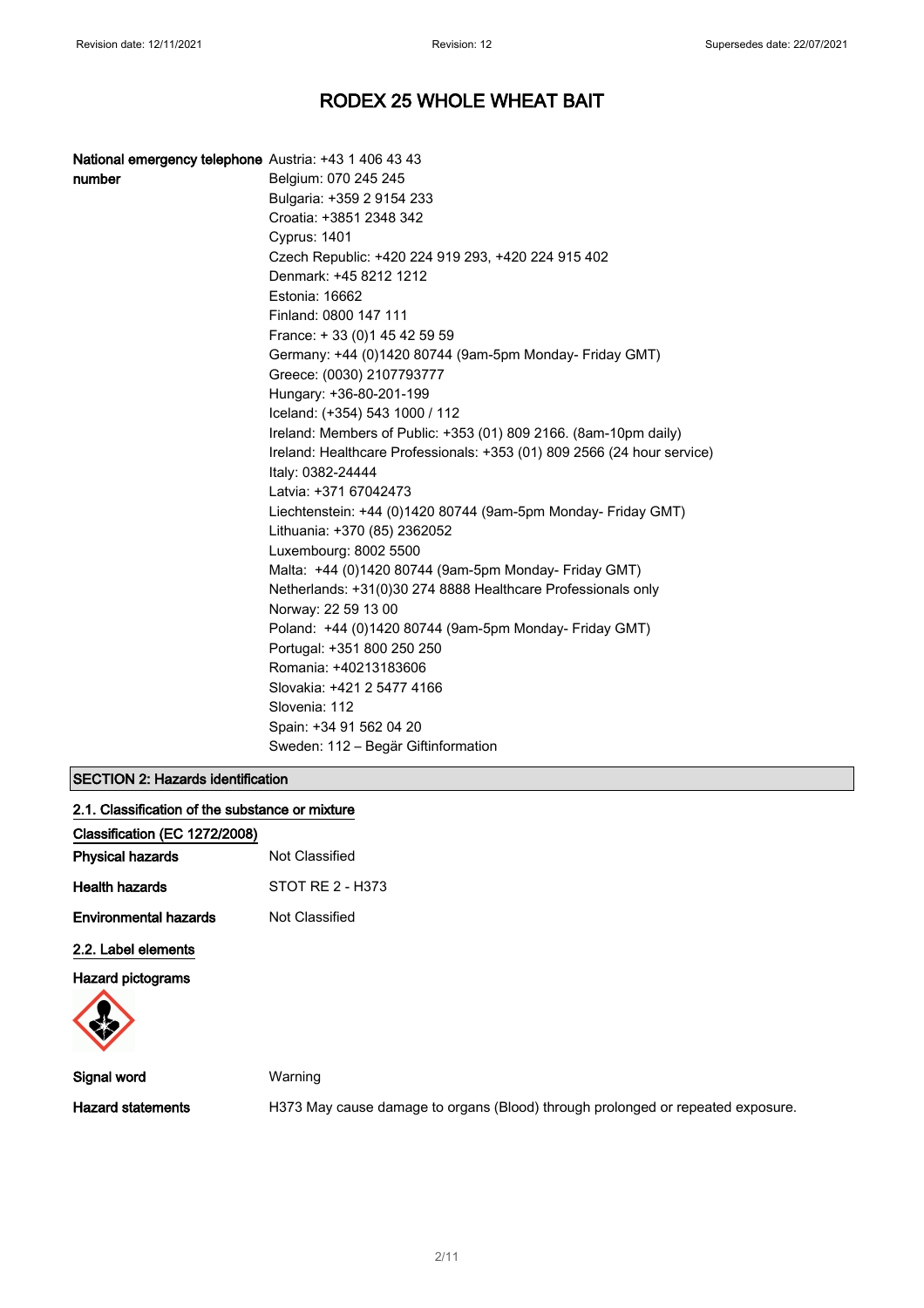**National emergency telephone number**

Austria: +43 1 406 43 43
Belgium: 070 245 245
Bulgaria: +359 2 9154 233
Croatia: +3851 2348 342
Cyprus: 1401
Czech Republic: +420 224 919 293, +420 224 915 402
Denmark: +45 8212 1212
Estonia: 16662
Finland: 0800 147 111
France: + 33 (0)1 45 42 59 59
Germany: +44 (0)1420 80744 (9am-5pm Monday- Friday GMT)
Greece: (0030) 2107793777
Hungary: +36-80-201-199
Iceland: (+354) 543 1000 / 112
Ireland: Members of Public: +353 (01) 809 2166. (8am-10pm daily)
Ireland: Healthcare Professionals: +353 (01) 809 2566 (24 hour service)
Italy: 0382-24444
Latvia: +371 67042473
Liechtenstein: +44 (0)1420 80744 (9am-5pm Monday- Friday GMT)
Lithuania: +370 (85) 2362052
Luxembourg: 8002 5500
Malta: +44 (0)1420 80744 (9am-5pm Monday- Friday GMT)
Netherlands: +31(0)30 274 8888 Healthcare Professionals only
Norway: 22 59 13 00
Poland: +44 (0)1420 80744 (9am-5pm Monday- Friday GMT)
Portugal: +351 800 250 250
Romania: +40213183606
Slovakia: +421 2 5477 4166
Slovenia: 112
Spain: +34 91 562 04 20
Sweden: 112 – Begär Giftinformation

## SECTION 2: Hazards identification

### 2.1. Classification of the substance or mixture

**Classification (EC 1272/2008)**

**Physical hazards** Not Classified

**Health hazards** STOT RE 2 - H373

**Environmental hazards** Not Classified

### 2.2. Label elements

**Hazard pictograms**

**Signal word** Warning

**Hazard statements** H373 May cause damage to organs (Blood) through prolonged or repeated exposure.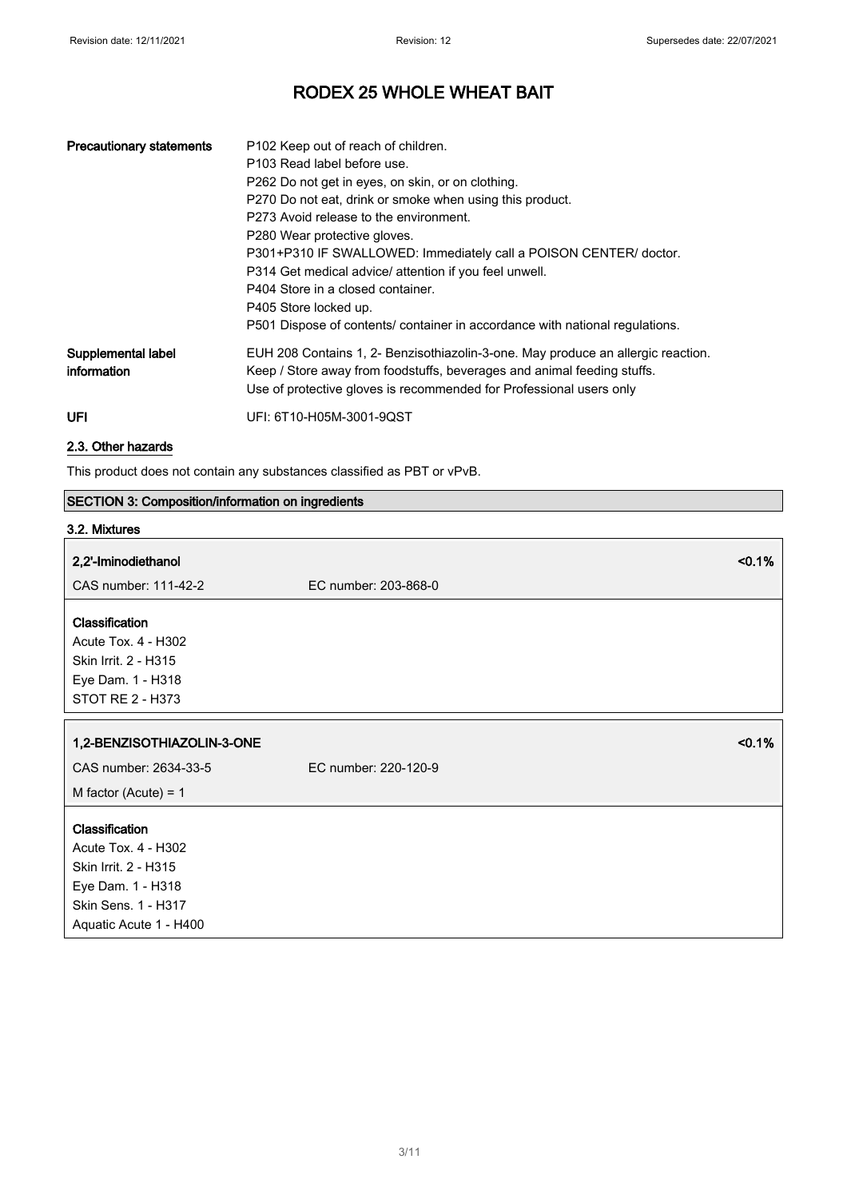# RODEX 25 WHOLE WHEAT BAIT

| | |
|---|---|
| **Precautionary statements** | P102 Keep out of reach of children.<br>P103 Read label before use.<br>P262 Do not get in eyes, on skin, or on clothing.<br>P270 Do not eat, drink or smoke when using this product.<br>P273 Avoid release to the environment.<br>P280 Wear protective gloves.<br>P301+P310 IF SWALLOWED: Immediately call a POISON CENTER/ doctor.<br>P314 Get medical advice/ attention if you feel unwell.<br>P404 Store in a closed container.<br>P405 Store locked up.<br>P501 Dispose of contents/ container in accordance with national regulations. |
| **Supplemental label information** | EUH 208 Contains 1, 2- Benzisothiazolin-3-one. May produce an allergic reaction.<br>Keep / Store away from foodstuffs, beverages and animal feeding stuffs.<br>Use of protective gloves is recommended for Professional users only |
| **UFI** | UFI: 6T10-H05M-3001-9QST |

## 2.3. Other hazards

This product does not contain any substances classified as PBT or vPvB.

## SECTION 3: Composition/information on ingredients

### 3.2. Mixtures

**2,2'-Iminodiethanol** <0.1%

CAS number: 111-42-2 EC number: 203-868-0

**Classification**
Acute Tox. 4 - H302
Skin Irrit. 2 - H315
Eye Dam. 1 - H318
STOT RE 2 - H373

**1,2-BENZISOTHIAZOLIN-3-ONE** <0.1%

CAS number: 2634-33-5 EC number: 220-120-9

M factor (Acute) = 1

**Classification**
Acute Tox. 4 - H302
Skin Irrit. 2 - H315
Eye Dam. 1 - H318
Skin Sens. 1 - H317
Aquatic Acute 1 - H400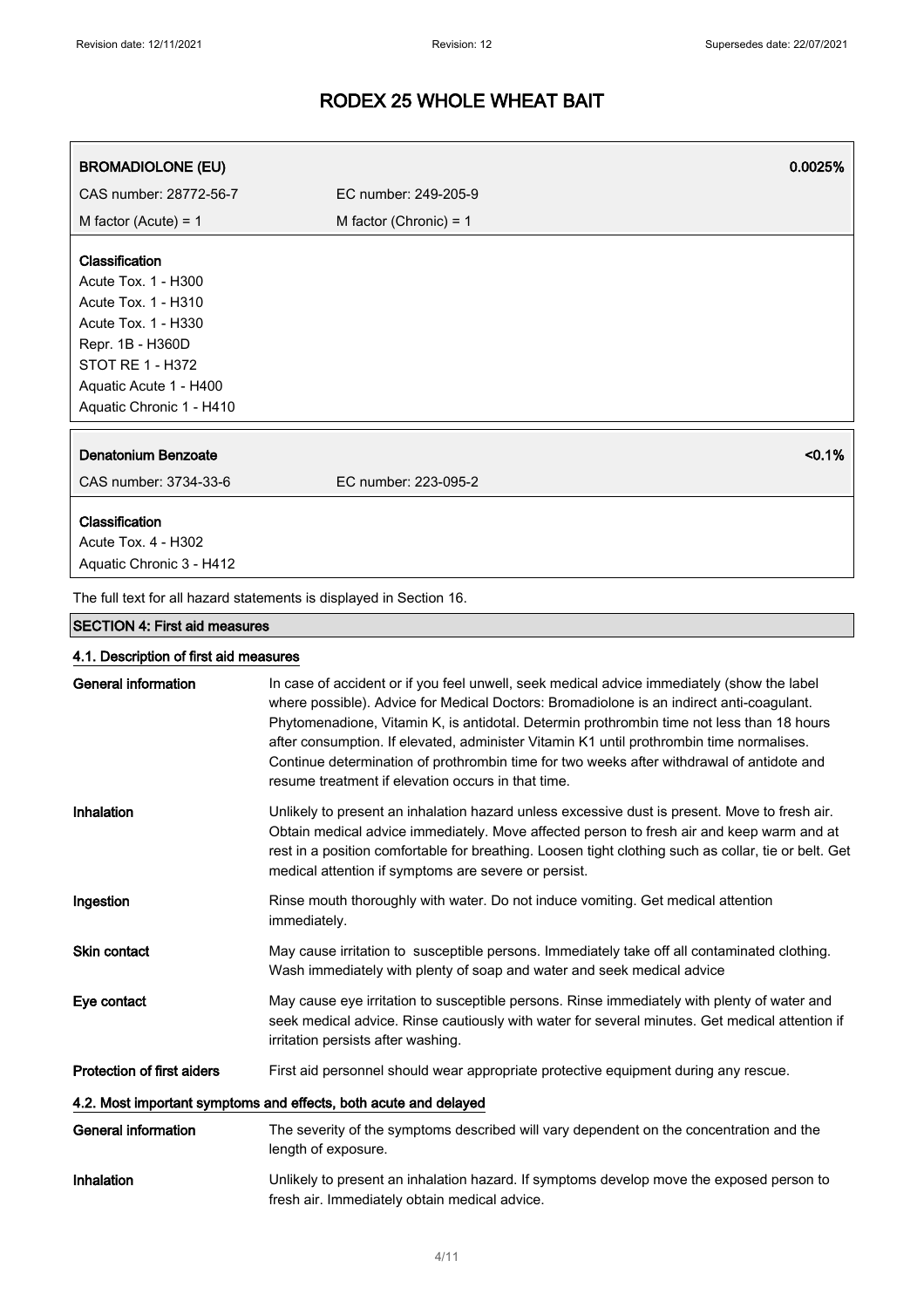# RODEX 25 WHOLE WHEAT BAIT

| **BROMADIOLONE (EU)** | | **0.0025%** |
|---|---|---|
| CAS number: 28772-56-7 | EC number: 249-205-9 | |
| M factor (Acute) = 1 | M factor (Chronic) = 1 | |

**Classification**
Acute Tox. 1 - H300
Acute Tox. 1 - H310
Acute Tox. 1 - H330
Repr. 1B - H360D
STOT RE 1 - H372
Aquatic Acute 1 - H400
Aquatic Chronic 1 - H410

| **Denatonium Benzoate** | | **<0.1%** |
|---|---|---|
| CAS number: 3734-33-6 | EC number: 223-095-2 | |

**Classification**
Acute Tox. 4 - H302
Aquatic Chronic 3 - H412

The full text for all hazard statements is displayed in Section 16.

## SECTION 4: First aid measures

### 4.1. Description of first aid measures

**General information** In case of accident or if you feel unwell, seek medical advice immediately (show the label where possible). Advice for Medical Doctors: Bromadiolone is an indirect anti-coagulant. Phytomenadione, Vitamin K, is antidotal. Determin prothrombin time not less than 18 hours after consumption. If elevated, administer Vitamin K1 until prothrombin time normalises. Continue determination of prothrombin time for two weeks after withdrawal of antidote and resume treatment if elevation occurs in that time.

**Inhalation** Unlikely to present an inhalation hazard unless excessive dust is present. Move to fresh air. Obtain medical advice immediately. Move affected person to fresh air and keep warm and at rest in a position comfortable for breathing. Loosen tight clothing such as collar, tie or belt. Get medical attention if symptoms are severe or persist.

**Ingestion** Rinse mouth thoroughly with water. Do not induce vomiting. Get medical attention immediately.

**Skin contact** May cause irritation to susceptible persons. Immediately take off all contaminated clothing. Wash immediately with plenty of soap and water and seek medical advice

**Eye contact** May cause eye irritation to susceptible persons. Rinse immediately with plenty of water and seek medical advice. Rinse cautiously with water for several minutes. Get medical attention if irritation persists after washing.

**Protection of first aiders** First aid personnel should wear appropriate protective equipment during any rescue.

### 4.2. Most important symptoms and effects, both acute and delayed

**General information** The severity of the symptoms described will vary dependent on the concentration and the length of exposure.

**Inhalation** Unlikely to present an inhalation hazard. If symptoms develop move the exposed person to fresh air. Immediately obtain medical advice.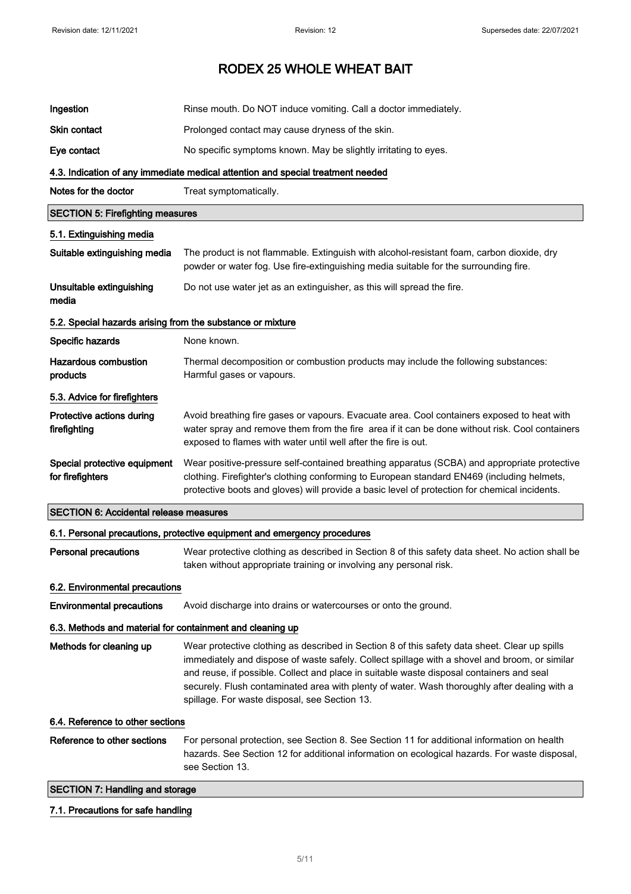| | |
|---|---|
| **Ingestion** | Rinse mouth. Do NOT induce vomiting. Call a doctor immediately. |
| **Skin contact** | Prolonged contact may cause dryness of the skin. |
| **Eye contact** | No specific symptoms known. May be slightly irritating to eyes. |

### 4.3. Indication of any immediate medical attention and special treatment needed

| | |
|---|---|
| **Notes for the doctor** | Treat symptomatically. |

## SECTION 5: Firefighting measures

### 5.1. Extinguishing media

| | |
|---|---|
| **Suitable extinguishing media** | The product is not flammable. Extinguish with alcohol-resistant foam, carbon dioxide, dry powder or water fog. Use fire-extinguishing media suitable for the surrounding fire. |
| **Unsuitable extinguishing media** | Do not use water jet as an extinguisher, as this will spread the fire. |

### 5.2. Special hazards arising from the substance or mixture

| | |
|---|---|
| **Specific hazards** | None known. |
| **Hazardous combustion products** | Thermal decomposition or combustion products may include the following substances: Harmful gases or vapours. |

### 5.3. Advice for firefighters

| | |
|---|---|
| **Protective actions during firefighting** | Avoid breathing fire gases or vapours. Evacuate area. Cool containers exposed to heat with water spray and remove them from the fire area if it can be done without risk. Cool containers exposed to flames with water until well after the fire is out. |
| **Special protective equipment for firefighters** | Wear positive-pressure self-contained breathing apparatus (SCBA) and appropriate protective clothing. Firefighter's clothing conforming to European standard EN469 (including helmets, protective boots and gloves) will provide a basic level of protection for chemical incidents. |

## SECTION 6: Accidental release measures

### 6.1. Personal precautions, protective equipment and emergency procedures

| | |
|---|---|
| **Personal precautions** | Wear protective clothing as described in Section 8 of this safety data sheet. No action shall be taken without appropriate training or involving any personal risk. |

### 6.2. Environmental precautions

| | |
|---|---|
| **Environmental precautions** | Avoid discharge into drains or watercourses or onto the ground. |

### 6.3. Methods and material for containment and cleaning up

| | |
|---|---|
| **Methods for cleaning up** | Wear protective clothing as described in Section 8 of this safety data sheet. Clear up spills immediately and dispose of waste safely. Collect spillage with a shovel and broom, or similar and reuse, if possible. Collect and place in suitable waste disposal containers and seal securely. Flush contaminated area with plenty of water. Wash thoroughly after dealing with a spillage. For waste disposal, see Section 13. |

### 6.4. Reference to other sections

| | |
|---|---|
| **Reference to other sections** | For personal protection, see Section 8. See Section 11 for additional information on health hazards. See Section 12 for additional information on ecological hazards. For waste disposal, see Section 13. |

## SECTION 7: Handling and storage

### 7.1. Precautions for safe handling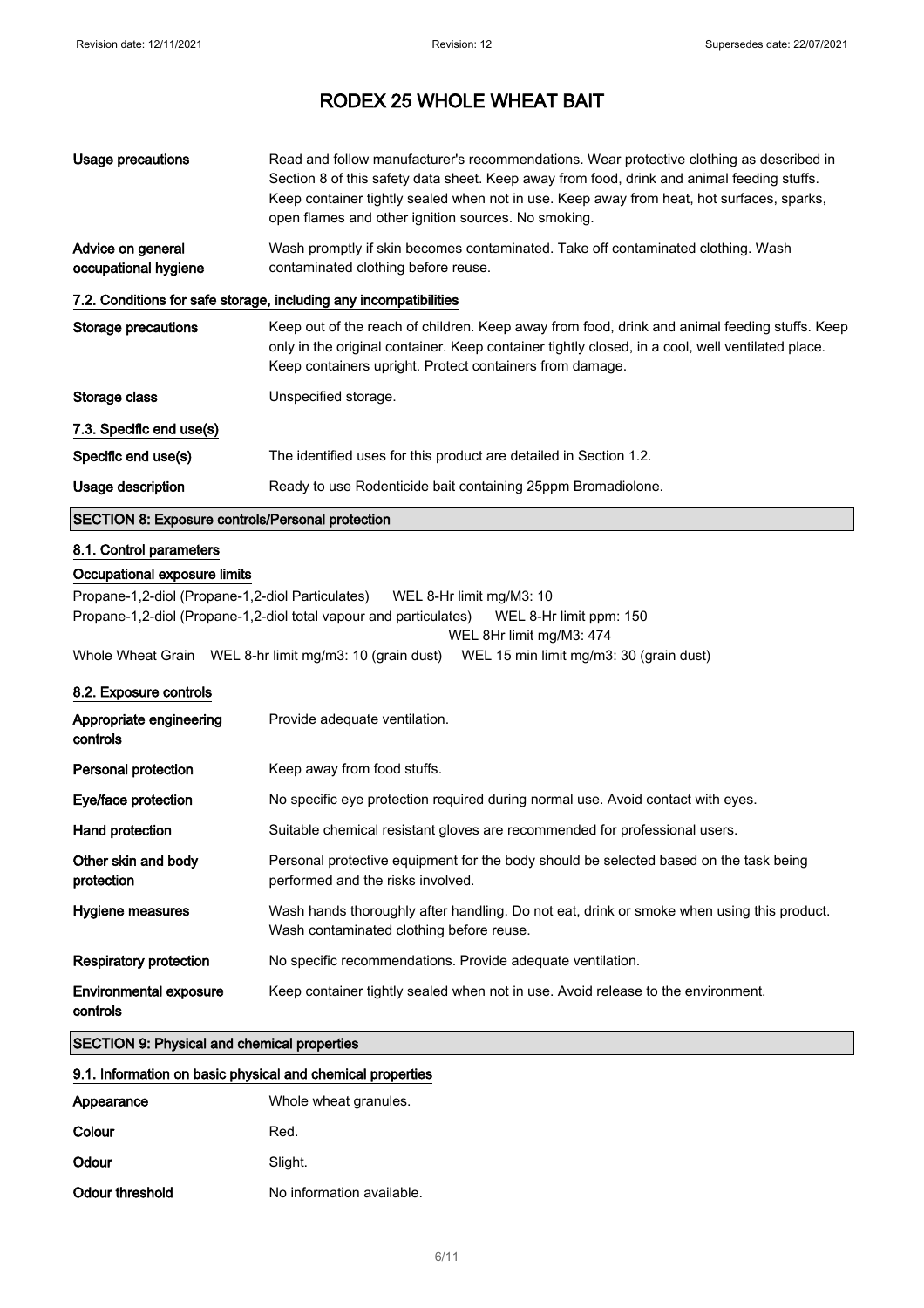# RODEX 25 WHOLE WHEAT BAIT

| | |
|---|---|
| **Usage precautions** | Read and follow manufacturer's recommendations. Wear protective clothing as described in Section 8 of this safety data sheet. Keep away from food, drink and animal feeding stuffs. Keep container tightly sealed when not in use. Keep away from heat, hot surfaces, sparks, open flames and other ignition sources. No smoking. |
| **Advice on general occupational hygiene** | Wash promptly if skin becomes contaminated. Take off contaminated clothing. Wash contaminated clothing before reuse. |

### 7.2. Conditions for safe storage, including any incompatibilities

| | |
|---|---|
| **Storage precautions** | Keep out of the reach of children. Keep away from food, drink and animal feeding stuffs. Keep only in the original container. Keep container tightly closed, in a cool, well ventilated place. Keep containers upright. Protect containers from damage. |
| **Storage class** | Unspecified storage. |

### 7.3. Specific end use(s)

| | |
|---|---|
| **Specific end use(s)** | The identified uses for this product are detailed in Section 1.2. |
| **Usage description** | Ready to use Rodenticide bait containing 25ppm Bromadiolone. |

## SECTION 8: Exposure controls/Personal protection

### 8.1. Control parameters

#### Occupational exposure limits

Propane-1,2-diol (Propane-1,2-diol Particulates) WEL 8-Hr limit mg/M3: 10

Propane-1,2-diol (Propane-1,2-diol total vapour and particulates) WEL 8-Hr limit ppm: 150
WEL 8Hr limit mg/M3: 474

Whole Wheat Grain WEL 8-hr limit mg/m3: 10 (grain dust) WEL 15 min limit mg/m3: 30 (grain dust)

### 8.2. Exposure controls

| | |
|---|---|
| **Appropriate engineering controls** | Provide adequate ventilation. |
| **Personal protection** | Keep away from food stuffs. |
| **Eye/face protection** | No specific eye protection required during normal use. Avoid contact with eyes. |
| **Hand protection** | Suitable chemical resistant gloves are recommended for professional users. |
| **Other skin and body protection** | Personal protective equipment for the body should be selected based on the task being performed and the risks involved. |
| **Hygiene measures** | Wash hands thoroughly after handling. Do not eat, drink or smoke when using this product. Wash contaminated clothing before reuse. |
| **Respiratory protection** | No specific recommendations. Provide adequate ventilation. |
| **Environmental exposure controls** | Keep container tightly sealed when not in use. Avoid release to the environment. |

## SECTION 9: Physical and chemical properties

### 9.1. Information on basic physical and chemical properties

| | |
|---|---|
| **Appearance** | Whole wheat granules. |
| **Colour** | Red. |
| **Odour** | Slight. |
| **Odour threshold** | No information available. |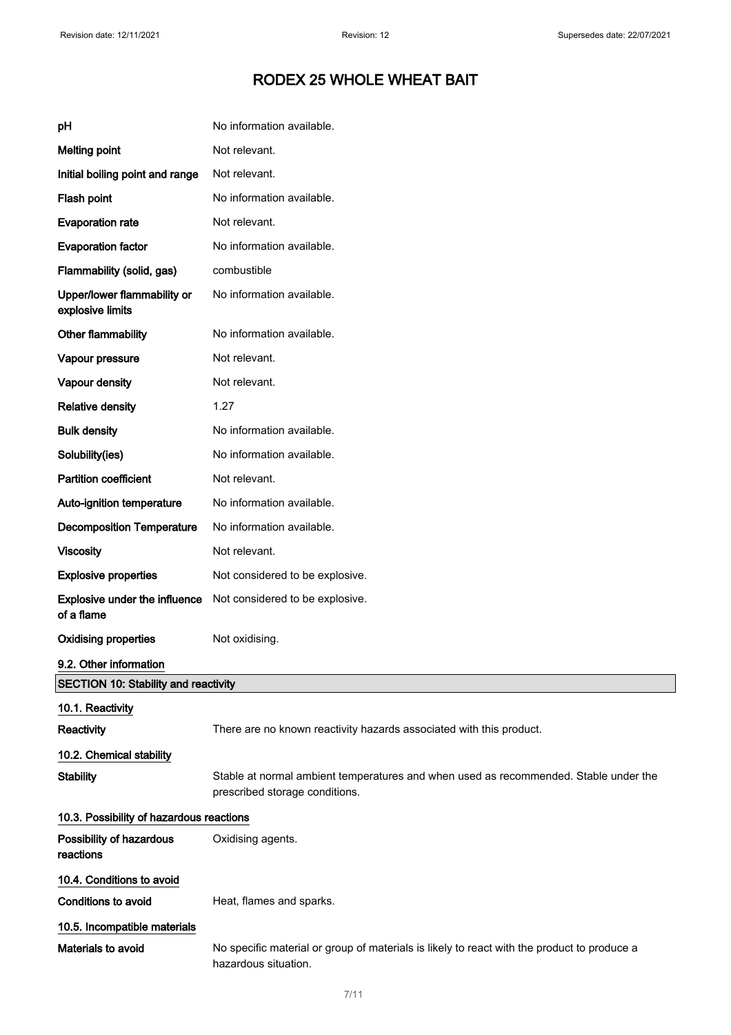| | |
|---|---|
| **pH** | No information available. |
| **Melting point** | Not relevant. |
| **Initial boiling point and range** | Not relevant. |
| **Flash point** | No information available. |
| **Evaporation rate** | Not relevant. |
| **Evaporation factor** | No information available. |
| **Flammability (solid, gas)** | combustible |
| **Upper/lower flammability or explosive limits** | No information available. |
| **Other flammability** | No information available. |
| **Vapour pressure** | Not relevant. |
| **Vapour density** | Not relevant. |
| **Relative density** | 1.27 |
| **Bulk density** | No information available. |
| **Solubility(ies)** | No information available. |
| **Partition coefficient** | Not relevant. |
| **Auto-ignition temperature** | No information available. |
| **Decomposition Temperature** | No information available. |
| **Viscosity** | Not relevant. |
| **Explosive properties** | Not considered to be explosive. |
| **Explosive under the influence of a flame** | Not considered to be explosive. |
| **Oxidising properties** | Not oxidising. |

### 9.2. Other information

## SECTION 10: Stability and reactivity

### 10.1. Reactivity

**Reactivity** There are no known reactivity hazards associated with this product.

### 10.2. Chemical stability

**Stability** Stable at normal ambient temperatures and when used as recommended. Stable under the prescribed storage conditions.

### 10.3. Possibility of hazardous reactions

**Possibility of hazardous reactions** Oxidising agents.

### 10.4. Conditions to avoid

**Conditions to avoid** Heat, flames and sparks.

### 10.5. Incompatible materials

**Materials to avoid** No specific material or group of materials is likely to react with the product to produce a hazardous situation.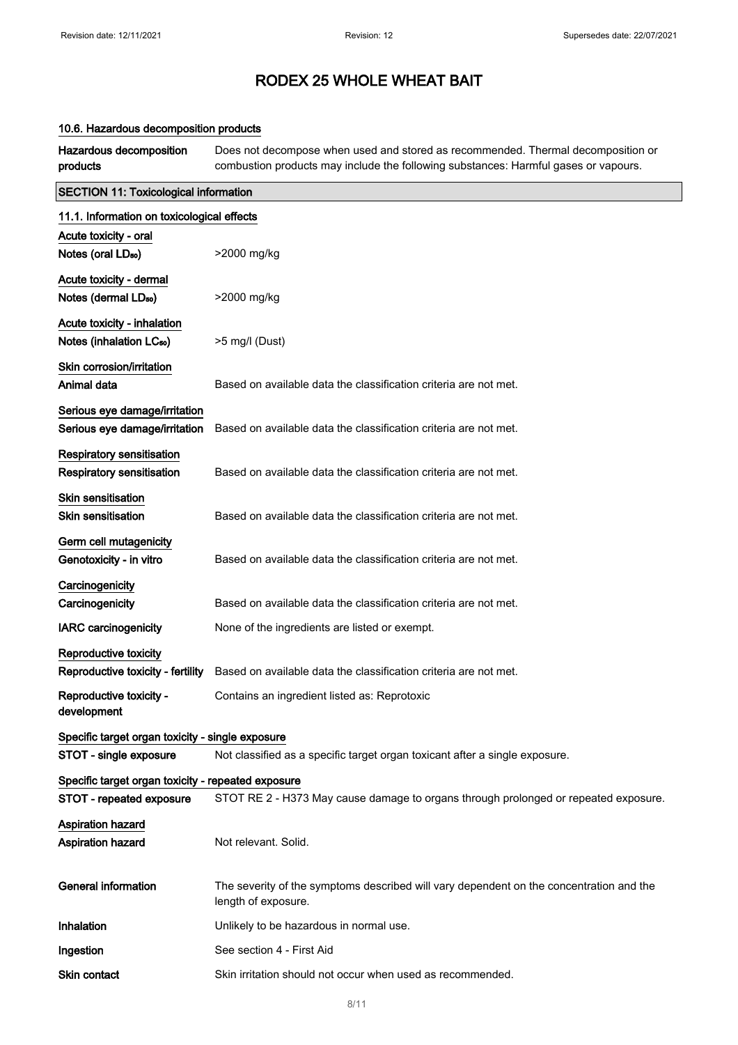# RODEX 25 WHOLE WHEAT BAIT

### 10.6. Hazardous decomposition products

| | |
|---|---|
| **Hazardous decomposition products** | Does not decompose when used and stored as recommended. Thermal decomposition or combustion products may include the following substances: Harmful gases or vapours. |

## SECTION 11: Toxicological information

### 11.1. Information on toxicological effects

**Acute toxicity - oral**

| | |
|---|---|
| **Notes (oral $LD_{50}$)** | >2000 mg/kg |

**Acute toxicity - dermal**

| | |
|---|---|
| **Notes (dermal $LD_{50}$)** | >2000 mg/kg |

**Acute toxicity - inhalation**

| | |
|---|---|
| **Notes (inhalation $LC_{50}$)** | >5 mg/l (Dust) |

**Skin corrosion/irritation**

| | |
|---|---|
| **Animal data** | Based on available data the classification criteria are not met. |

**Serious eye damage/irritation**

| | |
|---|---|
| **Serious eye damage/irritation** | Based on available data the classification criteria are not met. |

**Respiratory sensitisation**

| | |
|---|---|
| **Respiratory sensitisation** | Based on available data the classification criteria are not met. |

**Skin sensitisation**

| | |
|---|---|
| **Skin sensitisation** | Based on available data the classification criteria are not met. |

**Germ cell mutagenicity**

| | |
|---|---|
| **Genotoxicity - in vitro** | Based on available data the classification criteria are not met. |

**Carcinogenicity**

| | |
|---|---|
| **Carcinogenicity** | Based on available data the classification criteria are not met. |
| **IARC carcinogenicity** | None of the ingredients are listed or exempt. |

**Reproductive toxicity**

| | |
|---|---|
| **Reproductive toxicity - fertility** | Based on available data the classification criteria are not met. |
| **Reproductive toxicity - development** | Contains an ingredient listed as: Reprotoxic |

**Specific target organ toxicity - single exposure**

| | |
|---|---|
| **STOT - single exposure** | Not classified as a specific target organ toxicant after a single exposure. |

**Specific target organ toxicity - repeated exposure**

| | |
|---|---|
| **STOT - repeated exposure** | STOT RE 2 - H373 May cause damage to organs through prolonged or repeated exposure. |

**Aspiration hazard**

| | |
|---|---|
| **Aspiration hazard** | Not relevant. Solid. |

| | |
|---|---|
| **General information** | The severity of the symptoms described will vary dependent on the concentration and the length of exposure. |
| **Inhalation** | Unlikely to be hazardous in normal use. |
| **Ingestion** | See section 4 - First Aid |
| **Skin contact** | Skin irritation should not occur when used as recommended. |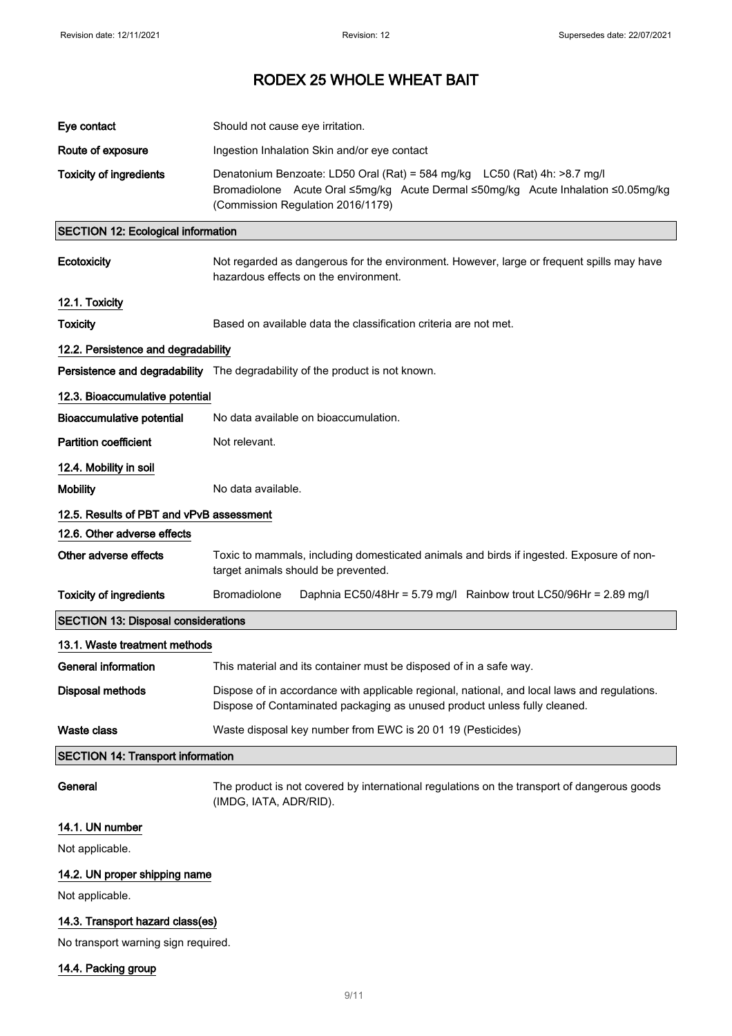# RODEX 25 WHOLE WHEAT BAIT

| | |
|---|---|
| **Eye contact** | Should not cause eye irritation. |
| **Route of exposure** | Ingestion Inhalation Skin and/or eye contact |
| **Toxicity of ingredients** | Denatonium Benzoate: LD50 Oral (Rat) = 584 mg/kg LC50 (Rat) 4h: >8.7 mg/l<br>Bromadiolone Acute Oral ≤5mg/kg Acute Dermal ≤50mg/kg Acute Inhalation ≤0.05mg/kg (Commission Regulation 2016/1179) |

## SECTION 12: Ecological information

| | |
|---|---|
| **Ecotoxicity** | Not regarded as dangerous for the environment. However, large or frequent spills may have hazardous effects on the environment. |

### 12.1. Toxicity

| | |
|---|---|
| **Toxicity** | Based on available data the classification criteria are not met. |

### 12.2. Persistence and degradability

| | |
|---|---|
| **Persistence and degradability** | The degradability of the product is not known. |

### 12.3. Bioaccumulative potential

| | |
|---|---|
| **Bioaccumulative potential** | No data available on bioaccumulation. |
| **Partition coefficient** | Not relevant. |

### 12.4. Mobility in soil

| | |
|---|---|
| **Mobility** | No data available. |

### 12.5. Results of PBT and vPvB assessment

### 12.6. Other adverse effects

| | |
|---|---|
| **Other adverse effects** | Toxic to mammals, including domesticated animals and birds if ingested. Exposure of non-target animals should be prevented. |
| **Toxicity of ingredients** | Bromadiolone Daphnia EC50/48Hr = 5.79 mg/l Rainbow trout LC50/96Hr = 2.89 mg/l |

## SECTION 13: Disposal considerations

### 13.1. Waste treatment methods

| | |
|---|---|
| **General information** | This material and its container must be disposed of in a safe way. |
| **Disposal methods** | Dispose of in accordance with applicable regional, national, and local laws and regulations. Dispose of Contaminated packaging as unused product unless fully cleaned. |
| **Waste class** | Waste disposal key number from EWC is 20 01 19 (Pesticides) |

## SECTION 14: Transport information

| | |
|---|---|
| **General** | The product is not covered by international regulations on the transport of dangerous goods (IMDG, IATA, ADR/RID). |

### 14.1. UN number

Not applicable.

### 14.2. UN proper shipping name

Not applicable.

### 14.3. Transport hazard class(es)

No transport warning sign required.

### 14.4. Packing group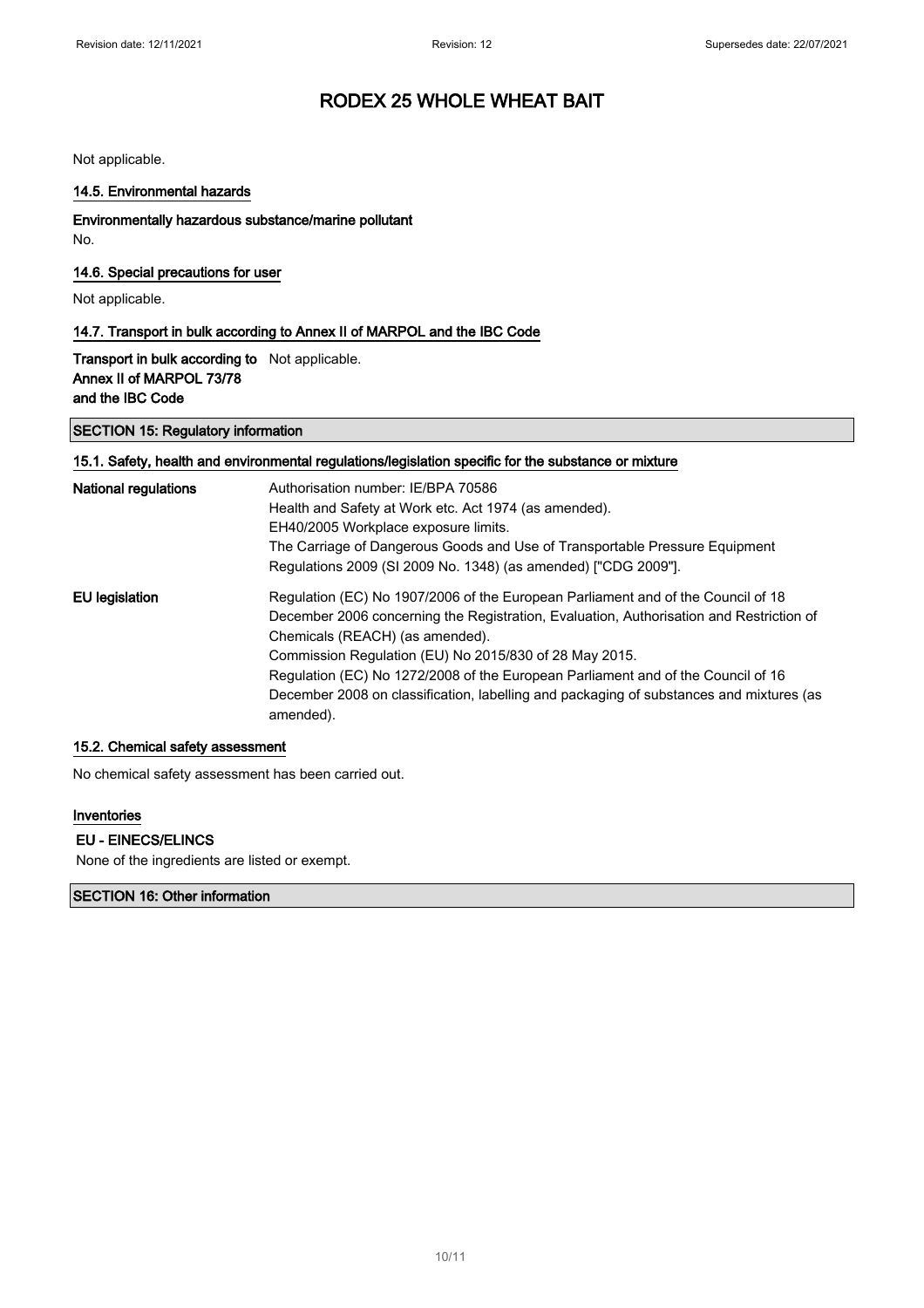Not applicable.

### 14.5. Environmental hazards

**Environmentally hazardous substance/marine pollutant**

No.

### 14.6. Special precautions for user

Not applicable.

### 14.7. Transport in bulk according to Annex II of MARPOL and the IBC Code

**Transport in bulk according to Annex II of MARPOL 73/78 and the IBC Code** Not applicable.

## SECTION 15: Regulatory information

### 15.1. Safety, health and environmental regulations/legislation specific for the substance or mixture

**National regulations**

Authorisation number: IE/BPA 70586
Health and Safety at Work etc. Act 1974 (as amended).
EH40/2005 Workplace exposure limits.
The Carriage of Dangerous Goods and Use of Transportable Pressure Equipment Regulations 2009 (SI 2009 No. 1348) (as amended) ["CDG 2009"].

**EU legislation**

Regulation (EC) No 1907/2006 of the European Parliament and of the Council of 18 December 2006 concerning the Registration, Evaluation, Authorisation and Restriction of Chemicals (REACH) (as amended).
Commission Regulation (EU) No 2015/830 of 28 May 2015.
Regulation (EC) No 1272/2008 of the European Parliament and of the Council of 16 December 2008 on classification, labelling and packaging of substances and mixtures (as amended).

### 15.2. Chemical safety assessment

No chemical safety assessment has been carried out.

### Inventories

**EU - EINECS/ELINCS**

None of the ingredients are listed or exempt.

## SECTION 16: Other information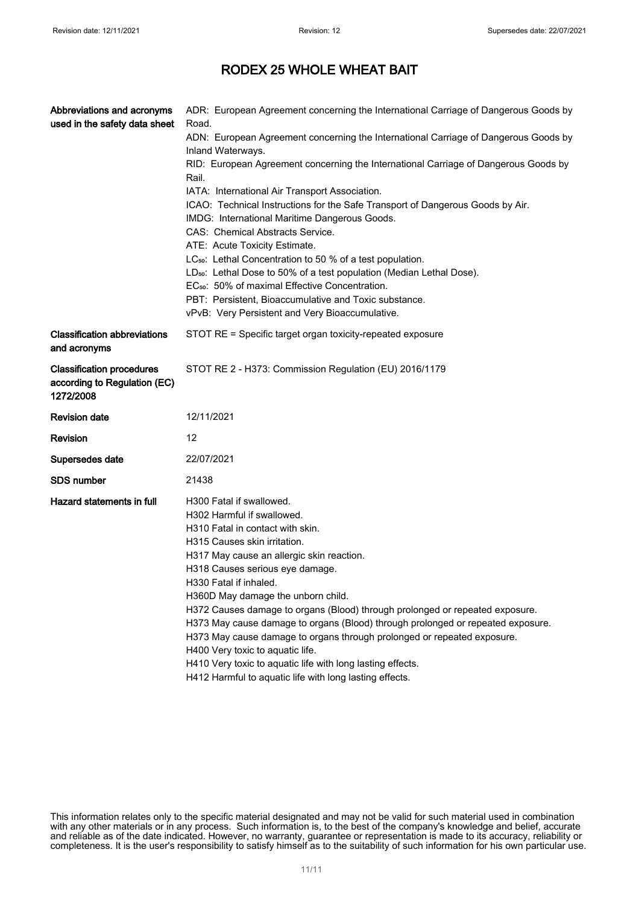# RODEX 25 WHOLE WHEAT BAIT

| | |
|---|---|
| **Abbreviations and acronyms used in the safety data sheet** | ADR: European Agreement concerning the International Carriage of Dangerous Goods by Road.<br>ADN: European Agreement concerning the International Carriage of Dangerous Goods by Inland Waterways.<br>RID: European Agreement concerning the International Carriage of Dangerous Goods by Rail.<br>IATA: International Air Transport Association.<br>ICAO: Technical Instructions for the Safe Transport of Dangerous Goods by Air.<br>IMDG: International Maritime Dangerous Goods.<br>CAS: Chemical Abstracts Service.<br>ATE: Acute Toxicity Estimate.<br>$LC_{50}$: Lethal Concentration to 50 % of a test population.<br>$LD_{50}$: Lethal Dose to 50% of a test population (Median Lethal Dose).<br>$EC_{50}$: 50% of maximal Effective Concentration.<br>PBT: Persistent, Bioaccumulative and Toxic substance.<br>vPvB: Very Persistent and Very Bioaccumulative. |
| **Classification abbreviations and acronyms** | STOT RE = Specific target organ toxicity-repeated exposure |
| **Classification procedures according to Regulation (EC) 1272/2008** | STOT RE 2 - H373: Commission Regulation (EU) 2016/1179 |
| **Revision date** | 12/11/2021 |
| **Revision** | 12 |
| **Supersedes date** | 22/07/2021 |
| **SDS number** | 21438 |
| **Hazard statements in full** | H300 Fatal if swallowed.<br>H302 Harmful if swallowed.<br>H310 Fatal in contact with skin.<br>H315 Causes skin irritation.<br>H317 May cause an allergic skin reaction.<br>H318 Causes serious eye damage.<br>H330 Fatal if inhaled.<br>H360D May damage the unborn child.<br>H372 Causes damage to organs (Blood) through prolonged or repeated exposure.<br>H373 May cause damage to organs (Blood) through prolonged or repeated exposure.<br>H373 May cause damage to organs through prolonged or repeated exposure.<br>H400 Very toxic to aquatic life.<br>H410 Very toxic to aquatic life with long lasting effects.<br>H412 Harmful to aquatic life with long lasting effects. |

This information relates only to the specific material designated and may not be valid for such material used in combination with any other materials or in any process. Such information is, to the best of the company's knowledge and belief, accurate and reliable as of the date indicated. However, no warranty, guarantee or representation is made to its accuracy, reliability or completeness. It is the user's responsibility to satisfy himself as to the suitability of such information for his own particular use.